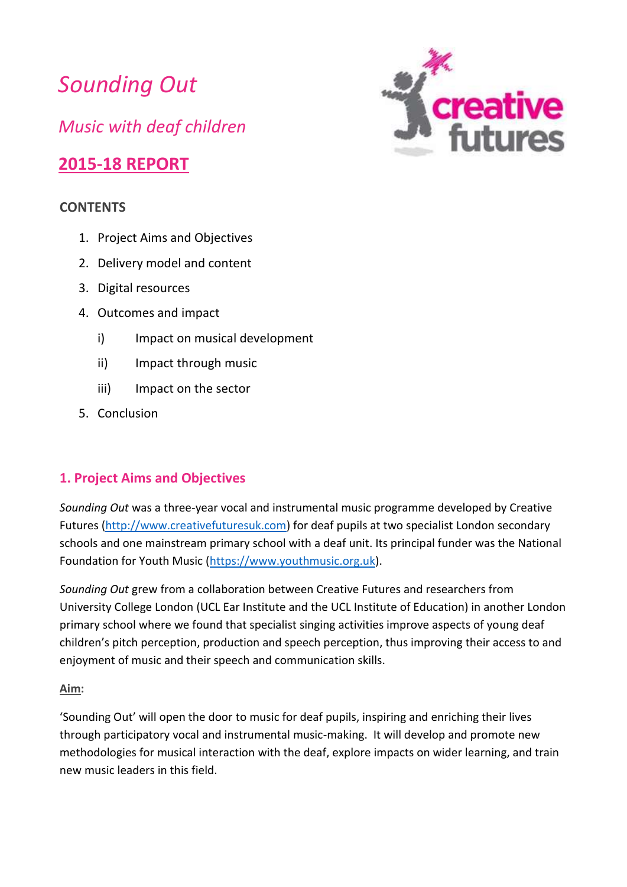# *Sounding Out*

## *Music with deaf children*

## 2015-18 REPORT

**CONTENTS**

1. Project Aims and Objectives
2. Delivery model and content
3. Digital resources
4. Outcomes and impact
    i) Impact on musical development
    ii) Impact through music
    iii) Impact on the sector
5. Conclusion

## 1. Project Aims and Objectives

*Sounding Out* was a three-year vocal and instrumental music programme developed by Creative Futures (http://www.creativefuturesuk.com) for deaf pupils at two specialist London secondary schools and one mainstream primary school with a deaf unit. Its principal funder was the National Foundation for Youth Music (https://www.youthmusic.org.uk).

*Sounding Out* grew from a collaboration between Creative Futures and researchers from University College London (UCL Ear Institute and the UCL Institute of Education) in another London primary school where we found that specialist singing activities improve aspects of young deaf children's pitch perception, production and speech perception, thus improving their access to and enjoyment of music and their speech and communication skills.

**Aim:**

'Sounding Out' will open the door to music for deaf pupils, inspiring and enriching their lives through participatory vocal and instrumental music-making. It will develop and promote new methodologies for musical interaction with the deaf, explore impacts on wider learning, and train new music leaders in this field.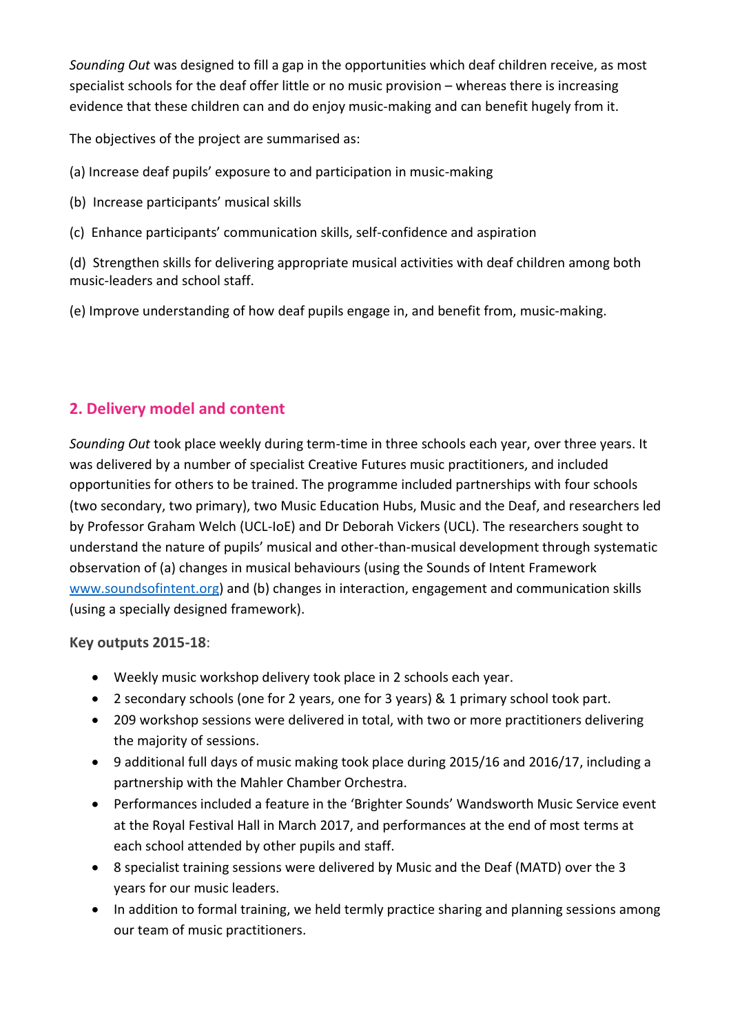*Sounding Out* was designed to fill a gap in the opportunities which deaf children receive, as most specialist schools for the deaf offer little or no music provision – whereas there is increasing evidence that these children can and do enjoy music-making and can benefit hugely from it.

The objectives of the project are summarised as:

(a) Increase deaf pupils' exposure to and participation in music-making

(b) Increase participants' musical skills

(c) Enhance participants' communication skills, self-confidence and aspiration

(d) Strengthen skills for delivering appropriate musical activities with deaf children among both music-leaders and school staff.

(e) Improve understanding of how deaf pupils engage in, and benefit from, music-making.

## 2. Delivery model and content

*Sounding Out* took place weekly during term-time in three schools each year, over three years. It was delivered by a number of specialist Creative Futures music practitioners, and included opportunities for others to be trained. The programme included partnerships with four schools (two secondary, two primary), two Music Education Hubs, Music and the Deaf, and researchers led by Professor Graham Welch (UCL-IoE) and Dr Deborah Vickers (UCL). The researchers sought to understand the nature of pupils' musical and other-than-musical development through systematic observation of (a) changes in musical behaviours (using the Sounds of Intent Framework [www.soundsofintent.org](www.soundsofintent.org)) and (b) changes in interaction, engagement and communication skills (using a specially designed framework).

**Key outputs 2015-18**:

- Weekly music workshop delivery took place in 2 schools each year.
- 2 secondary schools (one for 2 years, one for 3 years) & 1 primary school took part.
- 209 workshop sessions were delivered in total, with two or more practitioners delivering the majority of sessions.
- 9 additional full days of music making took place during 2015/16 and 2016/17, including a partnership with the Mahler Chamber Orchestra.
- Performances included a feature in the 'Brighter Sounds' Wandsworth Music Service event at the Royal Festival Hall in March 2017, and performances at the end of most terms at each school attended by other pupils and staff.
- 8 specialist training sessions were delivered by Music and the Deaf (MATD) over the 3 years for our music leaders.
- In addition to formal training, we held termly practice sharing and planning sessions among our team of music practitioners.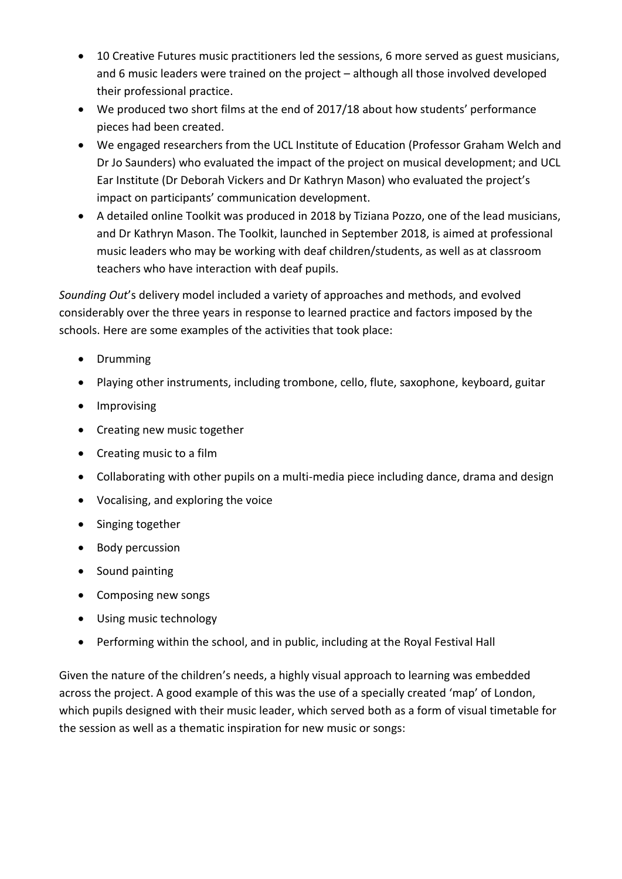- 10 Creative Futures music practitioners led the sessions, 6 more served as guest musicians, and 6 music leaders were trained on the project – although all those involved developed their professional practice.
- We produced two short films at the end of 2017/18 about how students' performance pieces had been created.
- We engaged researchers from the UCL Institute of Education (Professor Graham Welch and Dr Jo Saunders) who evaluated the impact of the project on musical development; and UCL Ear Institute (Dr Deborah Vickers and Dr Kathryn Mason) who evaluated the project's impact on participants' communication development.
- A detailed online Toolkit was produced in 2018 by Tiziana Pozzo, one of the lead musicians, and Dr Kathryn Mason. The Toolkit, launched in September 2018, is aimed at professional music leaders who may be working with deaf children/students, as well as at classroom teachers who have interaction with deaf pupils.

*Sounding Out*'s delivery model included a variety of approaches and methods, and evolved considerably over the three years in response to learned practice and factors imposed by the schools. Here are some examples of the activities that took place:

- Drumming
- Playing other instruments, including trombone, cello, flute, saxophone, keyboard, guitar
- Improvising
- Creating new music together
- Creating music to a film
- Collaborating with other pupils on a multi-media piece including dance, drama and design
- Vocalising, and exploring the voice
- Singing together
- Body percussion
- Sound painting
- Composing new songs
- Using music technology
- Performing within the school, and in public, including at the Royal Festival Hall

Given the nature of the children's needs, a highly visual approach to learning was embedded across the project. A good example of this was the use of a specially created 'map' of London, which pupils designed with their music leader, which served both as a form of visual timetable for the session as well as a thematic inspiration for new music or songs: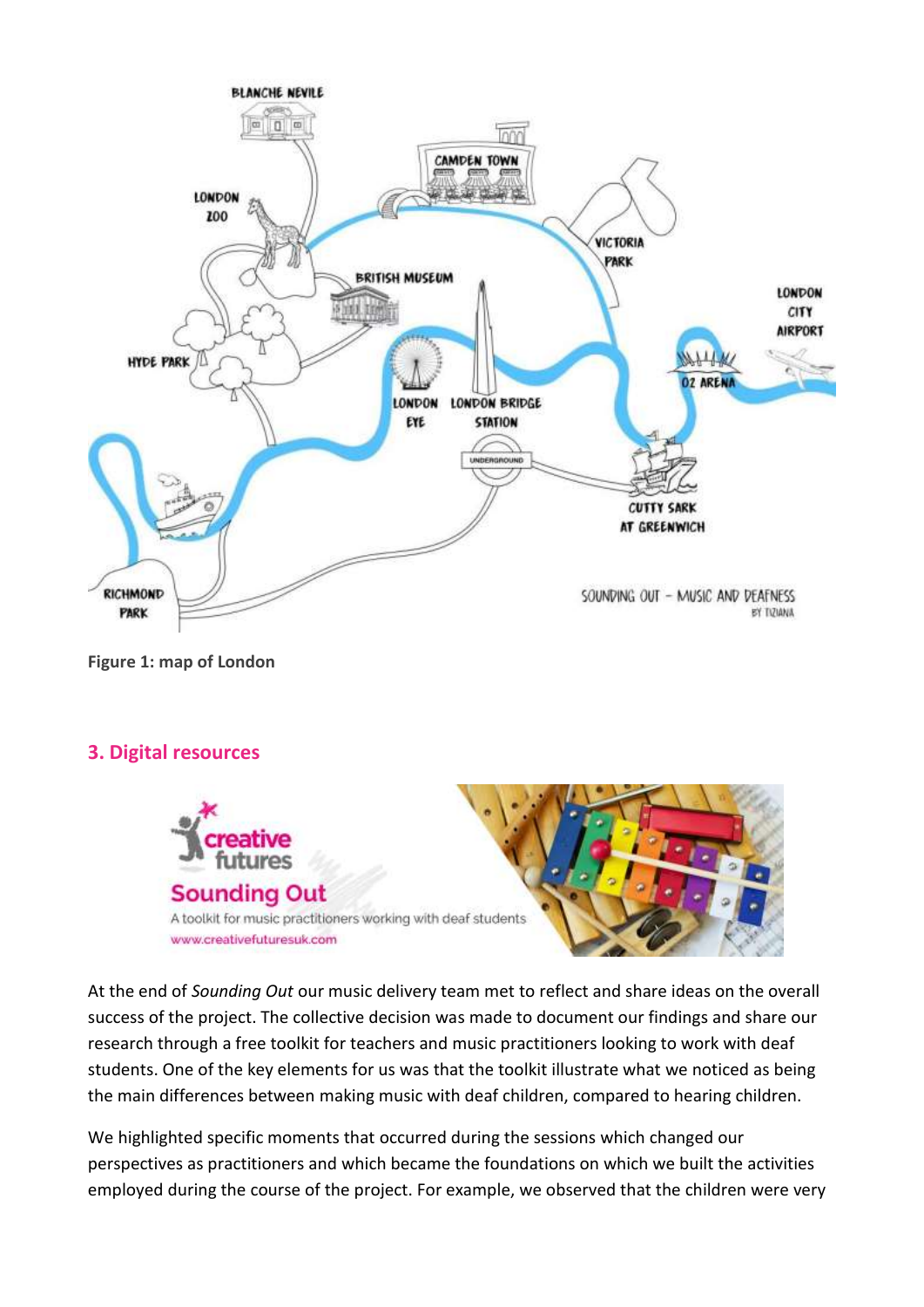Figure 1: map of London

## 3. Digital resources

At the end of *Sounding Out* our music delivery team met to reflect and share ideas on the overall success of the project. The collective decision was made to document our findings and share our research through a free toolkit for teachers and music practitioners looking to work with deaf students. One of the key elements for us was that the toolkit illustrate what we noticed as being the main differences between making music with deaf children, compared to hearing children.

We highlighted specific moments that occurred during the sessions which changed our perspectives as practitioners and which became the foundations on which we built the activities employed during the course of the project. For example, we observed that the children were very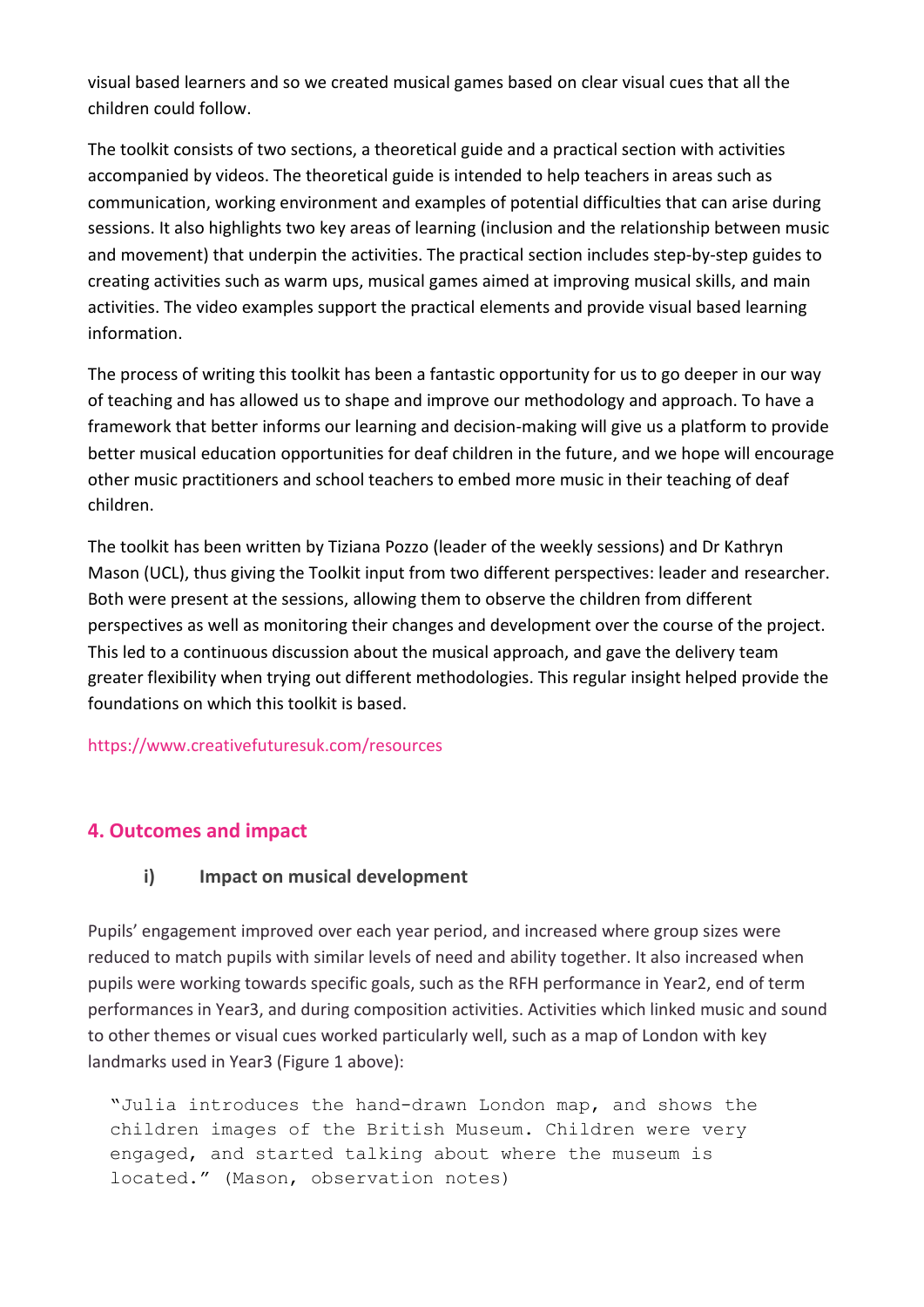visual based learners and so we created musical games based on clear visual cues that all the children could follow.

The toolkit consists of two sections, a theoretical guide and a practical section with activities accompanied by videos. The theoretical guide is intended to help teachers in areas such as communication, working environment and examples of potential difficulties that can arise during sessions. It also highlights two key areas of learning (inclusion and the relationship between music and movement) that underpin the activities. The practical section includes step-by-step guides to creating activities such as warm ups, musical games aimed at improving musical skills, and main activities. The video examples support the practical elements and provide visual based learning information.

The process of writing this toolkit has been a fantastic opportunity for us to go deeper in our way of teaching and has allowed us to shape and improve our methodology and approach. To have a framework that better informs our learning and decision-making will give us a platform to provide better musical education opportunities for deaf children in the future, and we hope will encourage other music practitioners and school teachers to embed more music in their teaching of deaf children.

The toolkit has been written by Tiziana Pozzo (leader of the weekly sessions) and Dr Kathryn Mason (UCL), thus giving the Toolkit input from two different perspectives: leader and researcher. Both were present at the sessions, allowing them to observe the children from different perspectives as well as monitoring their changes and development over the course of the project. This led to a continuous discussion about the musical approach, and gave the delivery team greater flexibility when trying out different methodologies. This regular insight helped provide the foundations on which this toolkit is based.

https://www.creativefuturesuk.com/resources

## 4. Outcomes and impact

### i) Impact on musical development

Pupils' engagement improved over each year period, and increased where group sizes were reduced to match pupils with similar levels of need and ability together. It also increased when pupils were working towards specific goals, such as the RFH performance in Year2, end of term performances in Year3, and during composition activities. Activities which linked music and sound to other themes or visual cues worked particularly well, such as a map of London with key landmarks used in Year3 (Figure 1 above):

> "Julia introduces the hand-drawn London map, and shows the children images of the British Museum. Children were very engaged, and started talking about where the museum is located." (Mason, observation notes)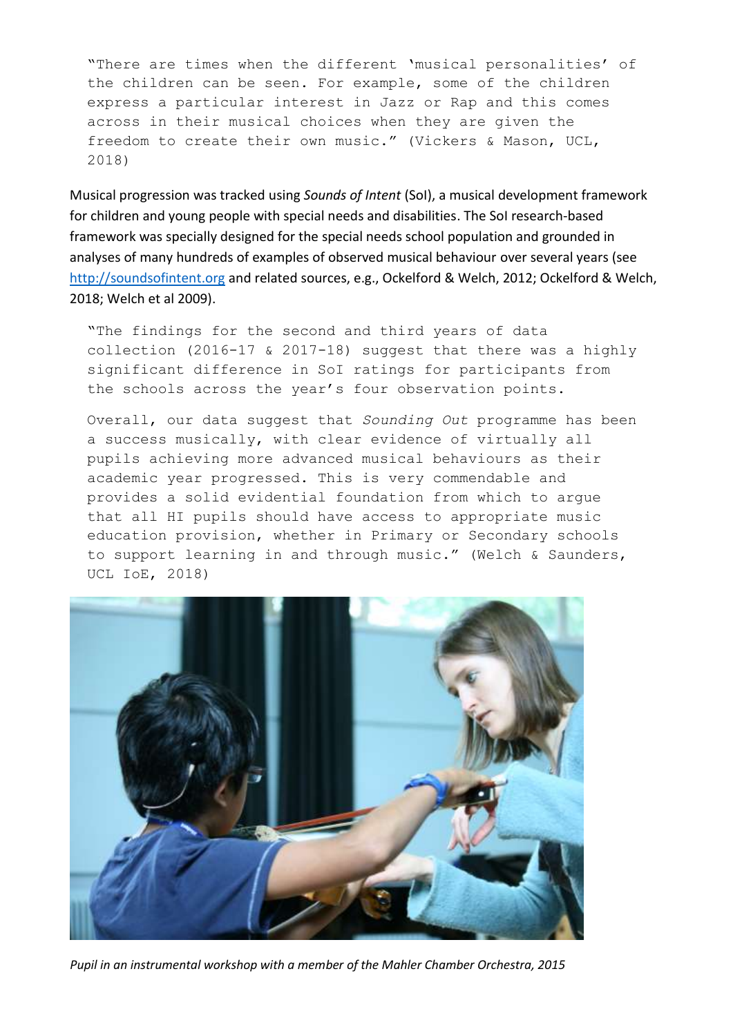"There are times when the different 'musical personalities' of the children can be seen. For example, some of the children express a particular interest in Jazz or Rap and this comes across in their musical choices when they are given the freedom to create their own music." (Vickers & Mason, UCL, 2018)

Musical progression was tracked using *Sounds of Intent* (SoI), a musical development framework for children and young people with special needs and disabilities. The SoI research-based framework was specially designed for the special needs school population and grounded in analyses of many hundreds of examples of observed musical behaviour over several years (see http://soundsofintent.org and related sources, e.g., Ockelford & Welch, 2012; Ockelford & Welch, 2018; Welch et al 2009).

"The findings for the second and third years of data collection (2016-17 & 2017-18) suggest that there was a highly significant difference in SoI ratings for participants from the schools across the year's four observation points.

Overall, our data suggest that *Sounding Out* programme has been a success musically, with clear evidence of virtually all pupils achieving more advanced musical behaviours as their academic year progressed. This is very commendable and provides a solid evidential foundation from which to argue that all HI pupils should have access to appropriate music education provision, whether in Primary or Secondary schools to support learning in and through music." (Welch & Saunders, UCL IoE, 2018)

*Pupil in an instrumental workshop with a member of the Mahler Chamber Orchestra, 2015*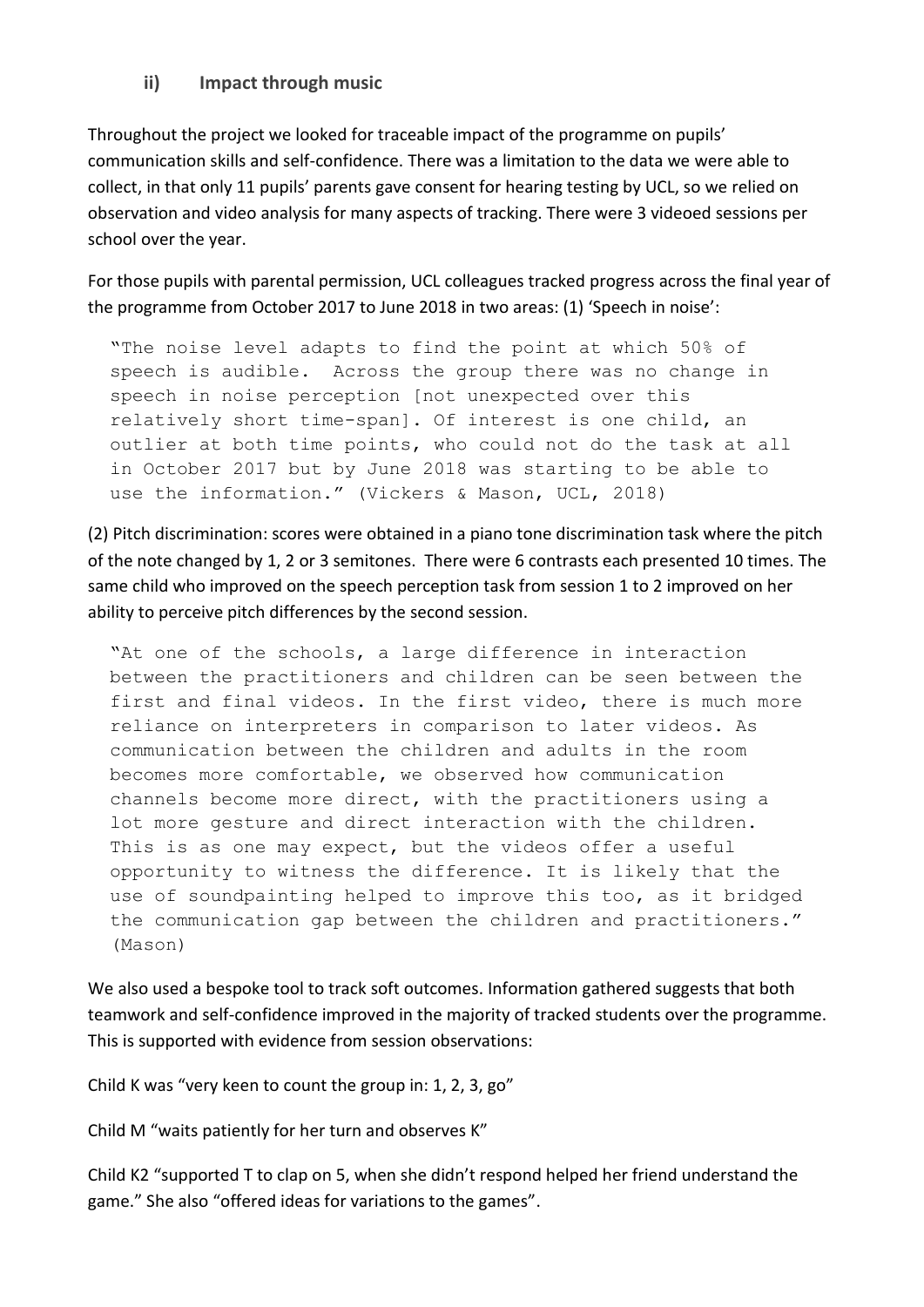### ii) Impact through music

Throughout the project we looked for traceable impact of the programme on pupils' communication skills and self-confidence. There was a limitation to the data we were able to collect, in that only 11 pupils' parents gave consent for hearing testing by UCL, so we relied on observation and video analysis for many aspects of tracking. There were 3 videoed sessions per school over the year.

For those pupils with parental permission, UCL colleagues tracked progress across the final year of the programme from October 2017 to June 2018 in two areas: (1) 'Speech in noise':

> "The noise level adapts to find the point at which 50% of speech is audible. Across the group there was no change in speech in noise perception [not unexpected over this relatively short time-span]. Of interest is one child, an outlier at both time points, who could not do the task at all in October 2017 but by June 2018 was starting to be able to use the information." (Vickers & Mason, UCL, 2018)

(2) Pitch discrimination: scores were obtained in a piano tone discrimination task where the pitch of the note changed by 1, 2 or 3 semitones. There were 6 contrasts each presented 10 times. The same child who improved on the speech perception task from session 1 to 2 improved on her ability to perceive pitch differences by the second session.

> "At one of the schools, a large difference in interaction between the practitioners and children can be seen between the first and final videos. In the first video, there is much more reliance on interpreters in comparison to later videos. As communication between the children and adults in the room becomes more comfortable, we observed how communication channels become more direct, with the practitioners using a lot more gesture and direct interaction with the children. This is as one may expect, but the videos offer a useful opportunity to witness the difference. It is likely that the use of soundpainting helped to improve this too, as it bridged the communication gap between the children and practitioners." (Mason)

We also used a bespoke tool to track soft outcomes. Information gathered suggests that both teamwork and self-confidence improved in the majority of tracked students over the programme. This is supported with evidence from session observations:

Child K was "very keen to count the group in: 1, 2, 3, go"

Child M "waits patiently for her turn and observes K"

Child K2 "supported T to clap on 5, when she didn't respond helped her friend understand the game." She also "offered ideas for variations to the games".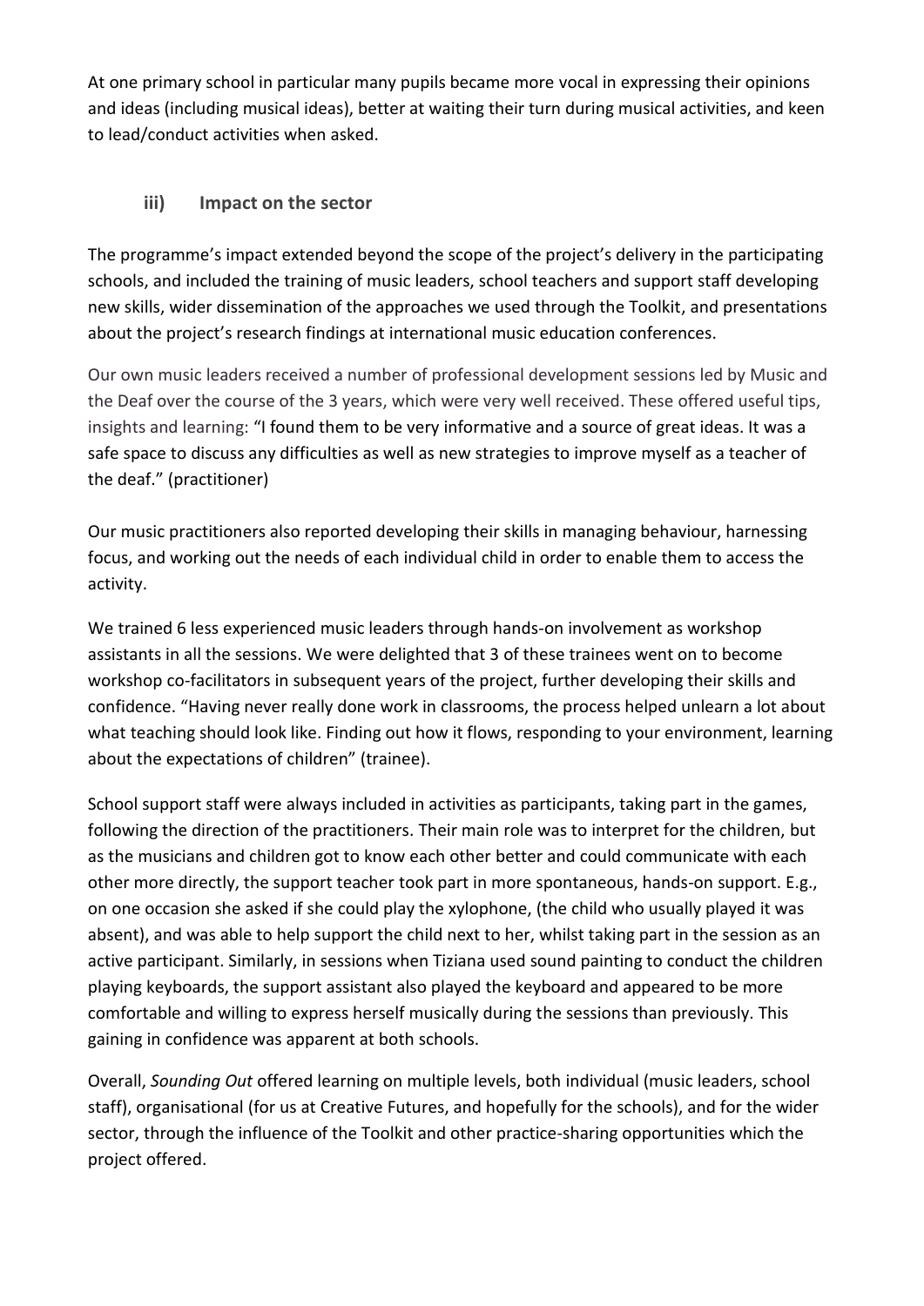At one primary school in particular many pupils became more vocal in expressing their opinions and ideas (including musical ideas), better at waiting their turn during musical activities, and keen to lead/conduct activities when asked.

### iii) Impact on the sector

The programme's impact extended beyond the scope of the project's delivery in the participating schools, and included the training of music leaders, school teachers and support staff developing new skills, wider dissemination of the approaches we used through the Toolkit, and presentations about the project's research findings at international music education conferences.

Our own music leaders received a number of professional development sessions led by Music and the Deaf over the course of the 3 years, which were very well received. These offered useful tips, insights and learning: "I found them to be very informative and a source of great ideas. It was a safe space to discuss any difficulties as well as new strategies to improve myself as a teacher of the deaf." (practitioner)

Our music practitioners also reported developing their skills in managing behaviour, harnessing focus, and working out the needs of each individual child in order to enable them to access the activity.

We trained 6 less experienced music leaders through hands-on involvement as workshop assistants in all the sessions. We were delighted that 3 of these trainees went on to become workshop co-facilitators in subsequent years of the project, further developing their skills and confidence. "Having never really done work in classrooms, the process helped unlearn a lot about what teaching should look like. Finding out how it flows, responding to your environment, learning about the expectations of children" (trainee).

School support staff were always included in activities as participants, taking part in the games, following the direction of the practitioners. Their main role was to interpret for the children, but as the musicians and children got to know each other better and could communicate with each other more directly, the support teacher took part in more spontaneous, hands-on support. E.g., on one occasion she asked if she could play the xylophone, (the child who usually played it was absent), and was able to help support the child next to her, whilst taking part in the session as an active participant. Similarly, in sessions when Tiziana used sound painting to conduct the children playing keyboards, the support assistant also played the keyboard and appeared to be more comfortable and willing to express herself musically during the sessions than previously. This gaining in confidence was apparent at both schools.

Overall, *Sounding Out* offered learning on multiple levels, both individual (music leaders, school staff), organisational (for us at Creative Futures, and hopefully for the schools), and for the wider sector, through the influence of the Toolkit and other practice-sharing opportunities which the project offered.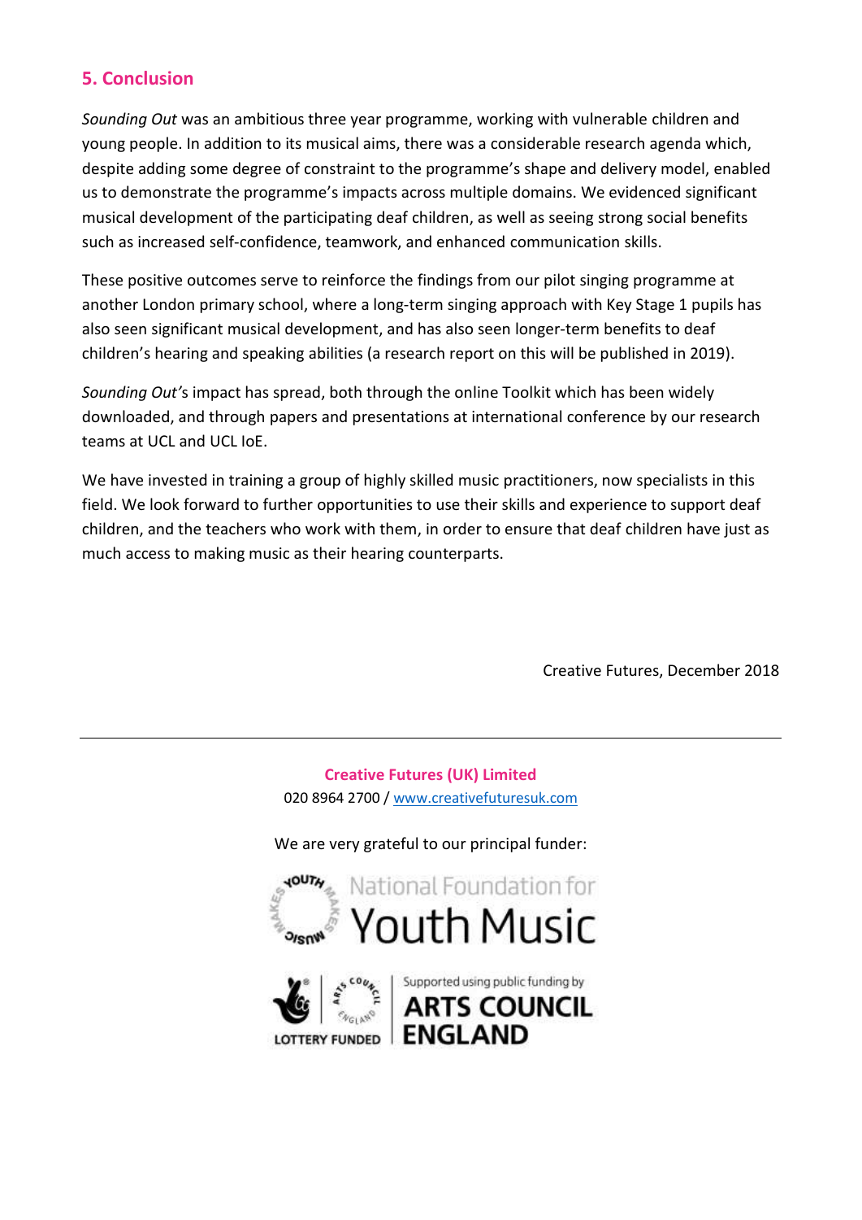## 5. Conclusion

*Sounding Out* was an ambitious three year programme, working with vulnerable children and young people. In addition to its musical aims, there was a considerable research agenda which, despite adding some degree of constraint to the programme's shape and delivery model, enabled us to demonstrate the programme's impacts across multiple domains. We evidenced significant musical development of the participating deaf children, as well as seeing strong social benefits such as increased self-confidence, teamwork, and enhanced communication skills.

These positive outcomes serve to reinforce the findings from our pilot singing programme at another London primary school, where a long-term singing approach with Key Stage 1 pupils has also seen significant musical development, and has also seen longer-term benefits to deaf children's hearing and speaking abilities (a research report on this will be published in 2019).

*Sounding Out's* impact has spread, both through the online Toolkit which has been widely downloaded, and through papers and presentations at international conference by our research teams at UCL and UCL IoE.

We have invested in training a group of highly skilled music practitioners, now specialists in this field. We look forward to further opportunities to use their skills and experience to support deaf children, and the teachers who work with them, in order to ensure that deaf children have just as much access to making music as their hearing counterparts.

Creative Futures, December 2018

---

**Creative Futures (UK) Limited**

020 8964 2700 / www.creativefuturesuk.com

We are very grateful to our principal funder:

National Foundation for Youth Music

LOTTERY FUNDED

Supported using public funding by ARTS COUNCIL ENGLAND